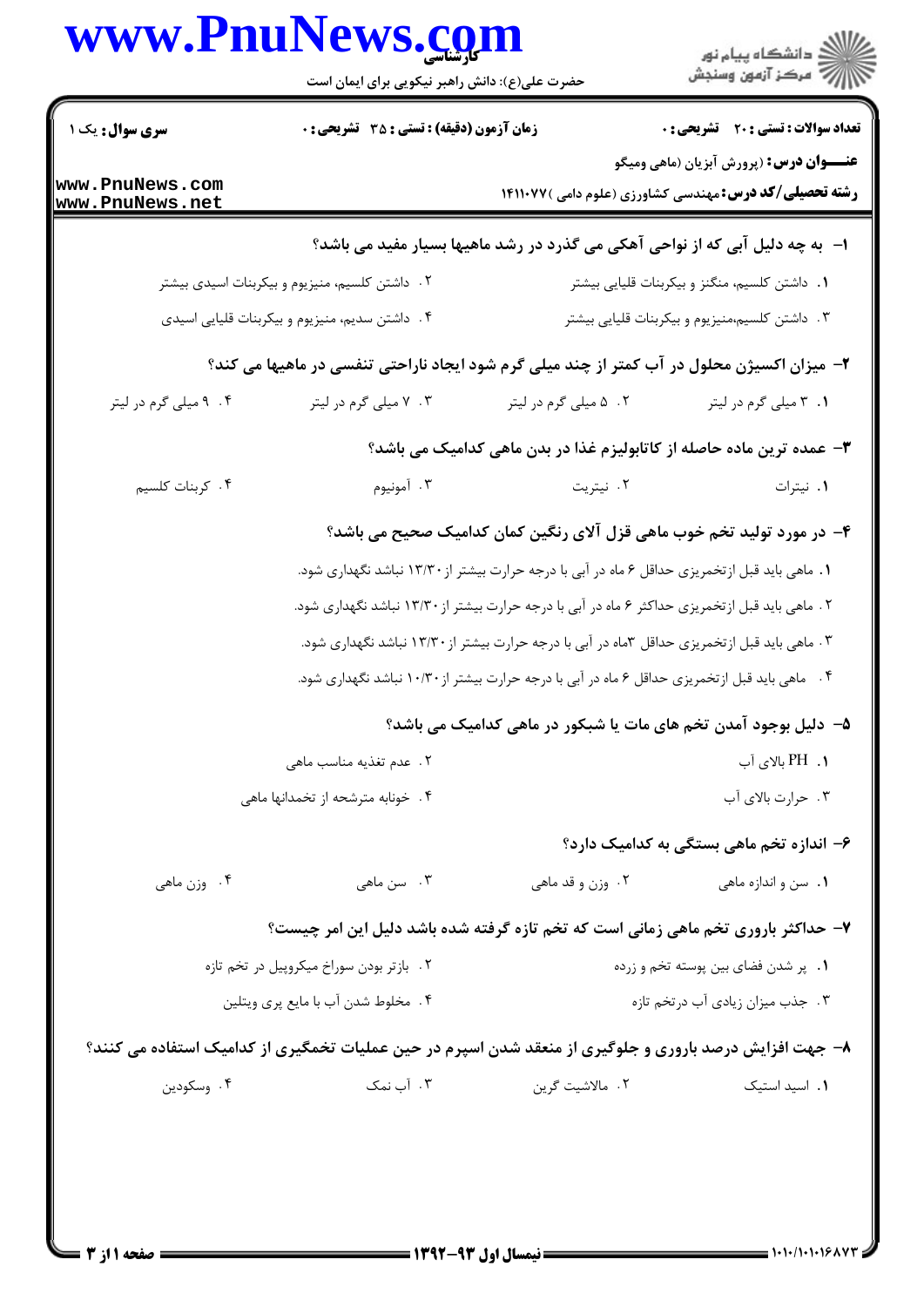**سری سوال:** یک ۱

**زمان آزمون (دقیقه) : تستی : ۳۵ تشریحی : ۰**

**تعداد سوالات : تستی : ۲۰ تشریحی : ۰**

**عنـــوان درس:** (پرورش آبزیان (ماهی ومیگو

**رشته تحصیلی/کد درس:** مهندسی کشاورزی (علوم دامی )۱۴۱۱۰۷۷

**۱-** به چه دلیل آبی که از نواحی آهکی می گذرد در رشد ماهیها بسیار مفید می باشد؟

۱. داشتن کلسیم، منگنز و بیکربنات قلیایی بیشتر

۲. داشتن کلسیم، منیزیوم و بیکربنات اسیدی بیشتر

۳. داشتن کلسیم،منیزیوم و بیکربنات قلیایی بیشتر

۴. داشتن سدیم، منیزیوم و بیکربنات قلیایی اسیدی

**۲-** میزان اکسیژن محلول در آب کمتر از چند میلی گرم شود ایجاد ناراحتی تنفسی در ماهیها می کند؟

۱. ۳ میلی گرم در لیتر

۲. ۵ میلی گرم در لیتر

۳. ۷ میلی گرم در لیتر

۴. ۹ میلی گرم در لیتر

**۳-** عمده ترین ماده حاصله از کاتابولیزم غذا در بدن ماهی کدامیک می باشد؟

۱. نیترات

۲. نیتریت

۳. آمونیوم

۴. کربنات کلسیم

**۴-** در مورد تولید تخم خوب ماهی قزل آلای رنگین کمان کدامیک صحیح می باشد؟

۱. ماهی باید قبل ازتخمریزی حداقل ۶ ماه در آبی با درجه حرارت بیشتر از ۱۳/۳۰ نباشد نگهداری شود.

۲. ماهی باید قبل ازتخمریزی حداکثر ۶ ماه در آبی با درجه حرارت بیشتر از ۱۳/۳۰ نباشد نگهداری شود.

۳. ماهی باید قبل ازتخمریزی حداقل ۳ماه در آبی با درجه حرارت بیشتر از ۱۳/۳۰ نباشد نگهداری شود.

۴. ماهی باید قبل ازتخمریزی حداقل ۶ ماه در آبی با درجه حرارت بیشتر از ۱۰/۳۰ نباشد نگهداری شود.

**۵-** دلیل بوجود آمدن تخم های مات یا شبکور در ماهی کدامیک می باشد؟

۱. PH بالای آب

۲. عدم تغذیه مناسب ماهی

۳. حرارت بالای آب

۴. خونابه مترشحه از تخمدانها ماهی

**۶-** اندازه تخم ماهی بستگی به کدامیک دارد؟

۱. سن و اندازه ماهی

۲. وزن و قد ماهی

۳. سن ماهی

۴. وزن ماهی

**۷-** حداکثر باروری تخم ماهی زمانی است که تخم تازه گرفته شده باشد دلیل این امر چیست؟

۱. پر شدن فضای بین پوسته تخم و زرده

۲. بازتر بودن سوراخ میکروپیل در تخم تازه

۳. جذب میزان زیادی آب درتخم تازه

۴. مخلوط شدن آب با مایع پری ویتلین

**۸-** جهت افزایش درصد باروری و جلوگیری از منعقد شدن اسپرم در حین عملیات تخمگیری از کدامیک استفاده می کنند؟

۱. اسید استیک

۲. مالاشیت گرین

۳. آب نمک

۴. وسکودین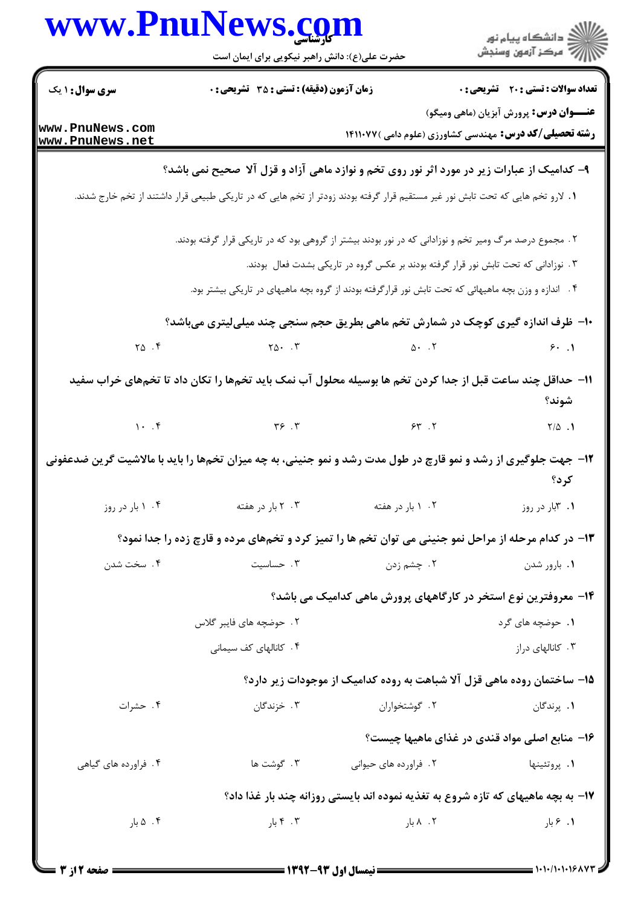**سری سوال:** ۱ یک

**زمان آزمون (دقیقه) : تستی : ۳۵ تشریحی : ۰**

**تعداد سوالات : تستی : ۲۰ تشریحی : ۰**

**عنـــوان درس:** پرورش آبزیان (ماهی ومیگو)

**رشته تحصیلی/کد درس:** مهندسی کشاورزی (علوم دامی )۱۴۱۱۰۷۷

**۹- کدامیک از عبارات زیر در مورد اثر نور روی تخم و نوازد ماهی آزاد و قزل آلا صحیح نمی باشد؟**

۱. لارو تخم هایی که تحت تابش نور غیر مستقیم قرار گرفته بودند زودتر از تخم هایی که در تاریکی طبیعی قرار داشتند از تخم خارج شدند.

۲. مجموع درصد مرگ ومیر تخم و نوزادانی که در نور بودند بیشتر از گروهی بود که در تاریکی قرار گرفته بودند.

۳. نوزادانی که تحت تابش نور قرار گرفته بودند بر عکس گروه در تاریکی بشدت فعال بودند.

۴. اندازه و وزن بچه ماهیهائی که تحت تابش نور قرارگرفته بودند از گروه بچه ماهیهای در تاریکی بیشتر بود.

**۱۰- ظرف اندازه گیری کوچک در شمارش تخم ماهی بطریق حجم سنجی چند میلی‌لیتری می‌باشد؟**

۱. ۶۰ ۲. ۵۰ ۳. ۲۵۰ ۴. ۲۵

**۱۱- حداقل چند ساعت قبل از جدا کردن تخم ها بوسیله محلول آب نمک باید تخم‌ها را تکان داد تا تخم‌های خراب سفید شوند؟**

۱. ۲/۵ ۲. ۶۳ ۳. ۳۶ ۴. ۱۰

**۱۲- جهت جلوگیری از رشد و نمو قارچ در طول مدت رشد و نمو جنینی، به چه میزان تخم‌ها را باید با مالاشیت گرین ضدعفونی کرد؟**

۱. ۳بار در روز ۲. ۱ بار در هفته ۳. ۲ بار در هفته ۴. ۱ بار در روز

**۱۳- در کدام مرحله از مراحل نمو جنینی می توان تخم ها را تمیز کرد و تخم‌های مرده و قارچ زده را جدا نمود؟**

۱. بارور شدن ۲. چشم زدن ۳. حساسیت ۴. سخت شدن

**۱۴- معروفترین نوع استخر در کارگاههای پرورش ماهی کدامیک می باشد؟**

۱. حوضچه های گرد ۲. حوضچه های فایبر گلاس

۳. کانالهای دراز ۴. کانالهای کف سیمانی

**۱۵- ساختمان روده ماهی قزل آلا شباهت به روده کدامیک از موجودات زیر دارد؟**

۱. پرندگان ۲. گوشتخواران ۳. خزندگان ۴. حشرات

**۱۶- منابع اصلی مواد قندی در غذای ماهیها چیست؟**

۱. پروتئینها ۲. فراورده های حیوانی ۳. گوشت ها ۴. فراورده های گیاهی

**۱۷- به بچه ماهیهای که تازه شروع به تغذیه نموده اند بایستی روزانه چند بار غذا داد؟**

۱. ۶ بار ۲. ۸ بار ۳. ۴ بار ۴. ۵ بار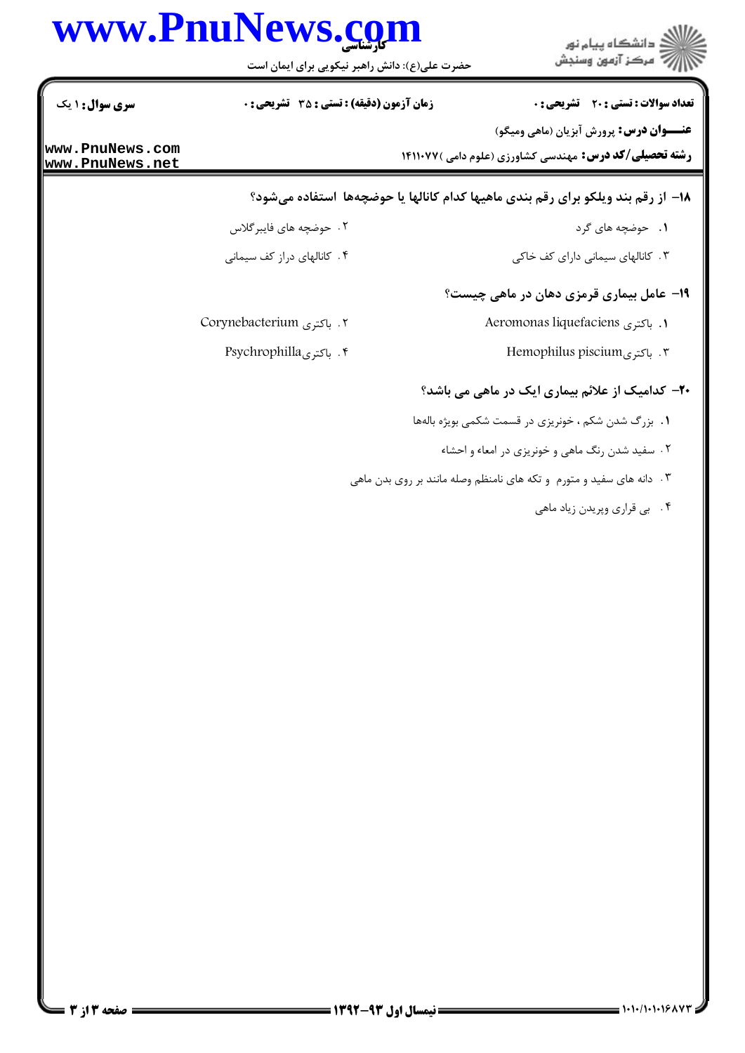**۱۸- از رقم بند ویلکو برای رقم بندی ماهیها کدام کانالها یا حوضچه‌ها استفاده می‌شود؟**

۱. حوضچه های گرد

۲. حوضچه های فایبرگلاس

۳. کانالهای سیمانی دارای کف خاکی

۴. کانالهای دراز کف سیمانی

**۱۹- عامل بیماری قرمزی دهان در ماهی چیست؟**

۱. باکتری Aeromonas liquefaciens

۲. باکتری Corynebacterium

۳. باکتری Hemophilus piscium

۴. باکتری Psychrophilla

**۲۰- کدامیک از علائم بیماری ایک در ماهی می باشد؟**

۱. بزرگ شدن شکم ، خونریزی در قسمت شکمی بویژه باله‌ها

۲. سفید شدن رنگ ماهی و خونریزی در امعاء و احشاء

۳. دانه های سفید و متورم و تکه های نامنظم وصله مانند بر روی بدن ماهی

۴. بی قراری وپریدن زیاد ماهی